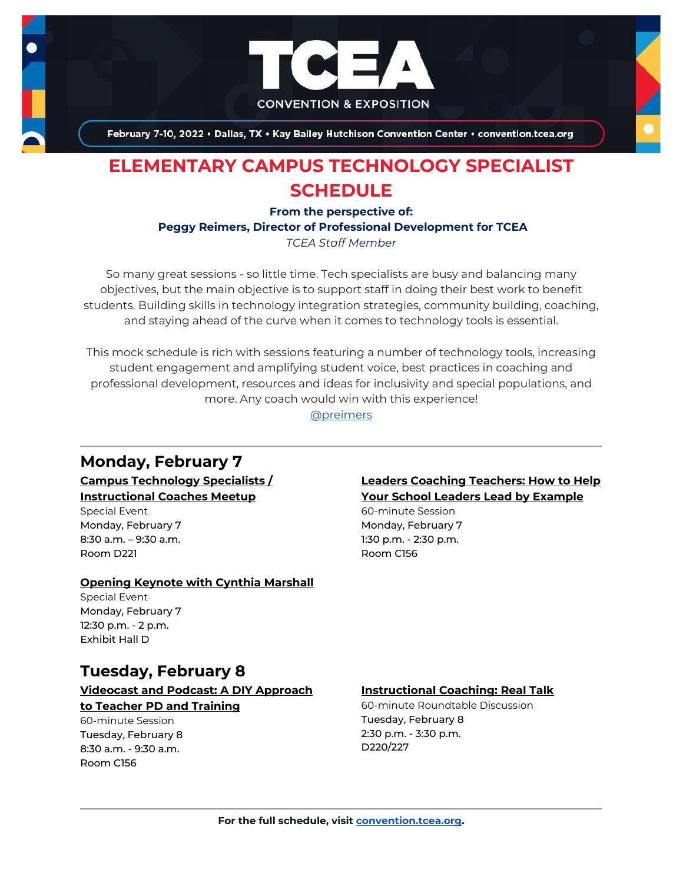TCEA CONVENTION & EXPOSITION

February 7-10, 2022 • Dallas, TX • Kay Bailey Hutchison Convention Center • convention.tcea.org

# ELEMENTARY CAMPUS TECHNOLOGY SPECIALIST SCHEDULE

**From the perspective of:**
**Peggy Reimers, Director of Professional Development for TCEA**
*TCEA Staff Member*

So many great sessions - so little time. Tech specialists are busy and balancing many objectives, but the main objective is to support staff in doing their best work to benefit students. Building skills in technology integration strategies, community building, coaching, and staying ahead of the curve when it comes to technology tools is essential.

This mock schedule is rich with sessions featuring a number of technology tools, increasing student engagement and amplifying student voice, best practices in coaching and professional development, resources and ideas for inclusivity and special populations, and more. Any coach would win with this experience!

@preimers

---

## Monday, February 7

**Campus Technology Specialists / Instructional Coaches Meetup**
Special Event
Monday, February 7
8:30 a.m. – 9:30 a.m.
Room D221

**Opening Keynote with Cynthia Marshall**
Special Event
Monday, February 7
12:30 p.m. - 2 p.m.
Exhibit Hall D

**Leaders Coaching Teachers: How to Help Your School Leaders Lead by Example**
60-minute Session
Monday, February 7
1:30 p.m. - 2:30 p.m.
Room C156

## Tuesday, February 8

**Videocast and Podcast: A DIY Approach to Teacher PD and Training**
60-minute Session
Tuesday, February 8
8:30 a.m. - 9:30 a.m.
Room C156

**Instructional Coaching: Real Talk**
60-minute Roundtable Discussion
Tuesday, February 8
2:30 p.m. - 3:30 p.m.
D220/227

---

**For the full schedule, visit convention.tcea.org.**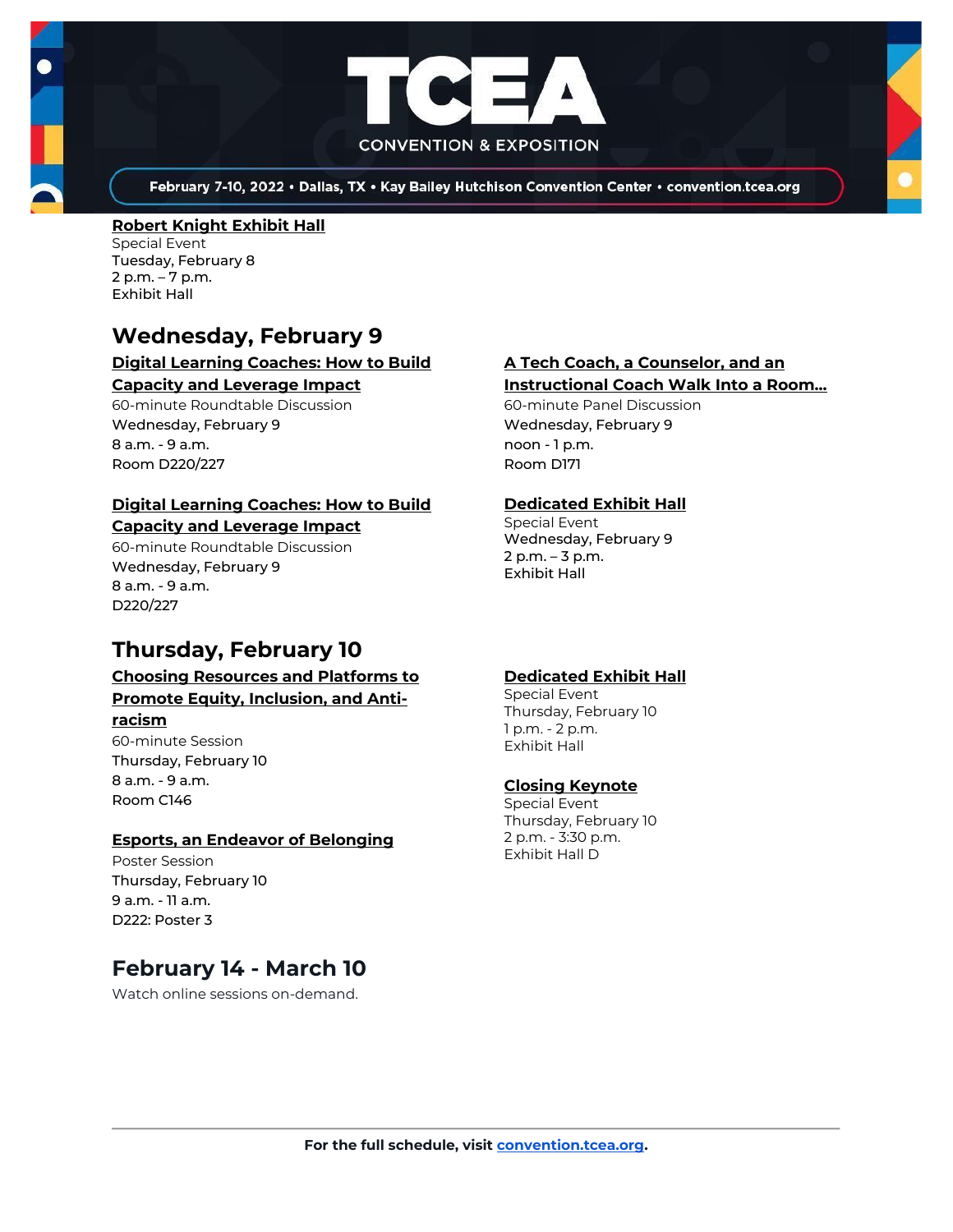**Robert Knight Exhibit Hall**
Special Event
Tuesday, February 8
2 p.m. – 7 p.m.
Exhibit Hall

## Wednesday, February 9

**Digital Learning Coaches: How to Build Capacity and Leverage Impact**
60-minute Roundtable Discussion
Wednesday, February 9
8 a.m. - 9 a.m.
Room D220/227

**Digital Learning Coaches: How to Build Capacity and Leverage Impact**
60-minute Roundtable Discussion
Wednesday, February 9
8 a.m. - 9 a.m.
D220/227

**A Tech Coach, a Counselor, and an Instructional Coach Walk Into a Room...**
60-minute Panel Discussion
Wednesday, February 9
noon - 1 p.m.
Room D171

**Dedicated Exhibit Hall**
Special Event
Wednesday, February 9
2 p.m. – 3 p.m.
Exhibit Hall

## Thursday, February 10

**Choosing Resources and Platforms to Promote Equity, Inclusion, and Anti-racism**
60-minute Session
Thursday, February 10
8 a.m. - 9 a.m.
Room C146

**Esports, an Endeavor of Belonging**
Poster Session
Thursday, February 10
9 a.m. - 11 a.m.
D222: Poster 3

**Dedicated Exhibit Hall**
Special Event
Thursday, February 10
1 p.m. - 2 p.m.
Exhibit Hall

**Closing Keynote**
Special Event
Thursday, February 10
2 p.m. - 3:30 p.m.
Exhibit Hall D

## February 14 - March 10

Watch online sessions on-demand.

**For the full schedule, visit convention.tcea.org.**